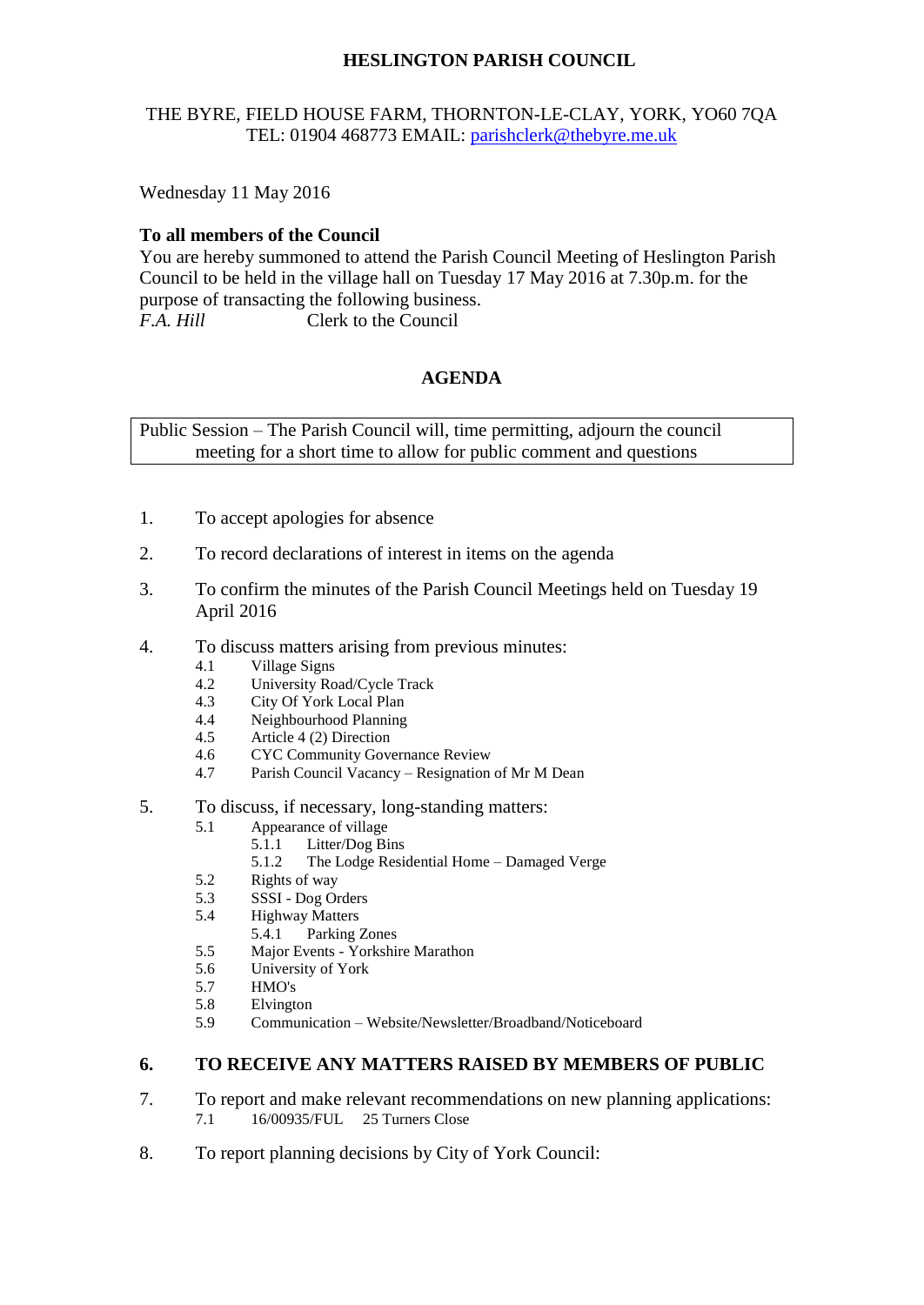**HESLINGTON PARISH COUNCIL**

THE BYRE, FIELD HOUSE FARM, THORNTON-LE-CLAY, YORK, YO60 7QA
TEL: 01904 468773 EMAIL: parishclerk@thebyre.me.uk

Wednesday 11 May 2016

**To all members of the Council**

You are hereby summoned to attend the Parish Council Meeting of Heslington Parish Council to be held in the village hall on Tuesday 17 May 2016 at 7.30p.m. for the purpose of transacting the following business.

*F.A. Hill* Clerk to the Council

## AGENDA

| Public Session – The Parish Council will, time permitting, adjourn the council meeting for a short time to allow for public comment and questions |
|---|

1. To accept apologies for absence
2. To record declarations of interest in items on the agenda
3. To confirm the minutes of the Parish Council Meetings held on Tuesday 19 April 2016
4. To discuss matters arising from previous minutes:
   - 4.1 Village Signs
   - 4.2 University Road/Cycle Track
   - 4.3 City Of York Local Plan
   - 4.4 Neighbourhood Planning
   - 4.5 Article 4 (2) Direction
   - 4.6 CYC Community Governance Review
   - 4.7 Parish Council Vacancy – Resignation of Mr M Dean
5. To discuss, if necessary, long-standing matters:
   - 5.1 Appearance of village
     - 5.1.1 Litter/Dog Bins
     - 5.1.2 The Lodge Residential Home – Damaged Verge
   - 5.2 Rights of way
   - 5.3 SSSI - Dog Orders
   - 5.4 Highway Matters
     - 5.4.1 Parking Zones
   - 5.5 Major Events - Yorkshire Marathon
   - 5.6 University of York
   - 5.7 HMO's
   - 5.8 Elvington
   - 5.9 Communication – Website/Newsletter/Broadband/Noticeboard
6. **TO RECEIVE ANY MATTERS RAISED BY MEMBERS OF PUBLIC**
7. To report and make relevant recommendations on new planning applications:
   - 7.1 16/00935/FUL 25 Turners Close
8. To report planning decisions by City of York Council: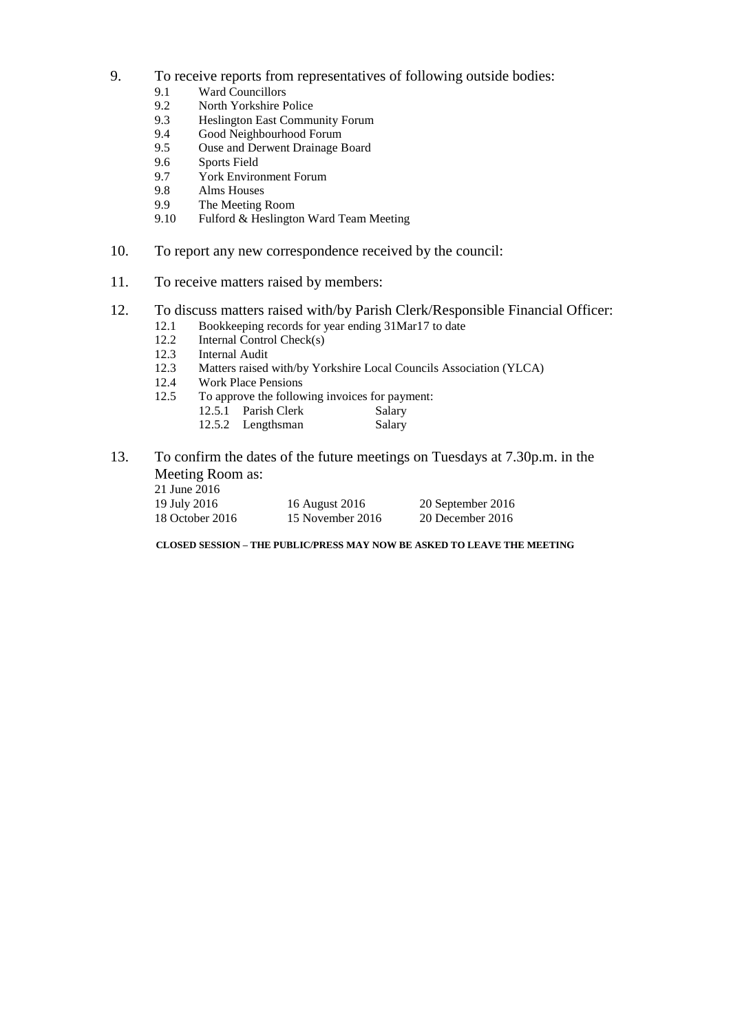9. To receive reports from representatives of following outside bodies:
   - 9.1 Ward Councillors
   - 9.2 North Yorkshire Police
   - 9.3 Heslington East Community Forum
   - 9.4 Good Neighbourhood Forum
   - 9.5 Ouse and Derwent Drainage Board
   - 9.6 Sports Field
   - 9.7 York Environment Forum
   - 9.8 Alms Houses
   - 9.9 The Meeting Room
   - 9.10 Fulford & Heslington Ward Team Meeting

10. To report any new correspondence received by the council:

11. To receive matters raised by members:

12. To discuss matters raised with/by Parish Clerk/Responsible Financial Officer:
   - 12.1 Bookkeeping records for year ending 31Mar17 to date
   - 12.2 Internal Control Check(s)
   - 12.3 Internal Audit
   - 12.3 Matters raised with/by Yorkshire Local Councils Association (YLCA)
   - 12.4 Work Place Pensions
   - 12.5 To approve the following invoices for payment:
     - 12.5.1 Parish Clerk — Salary
     - 12.5.2 Lengthsman — Salary

13. To confirm the dates of the future meetings on Tuesdays at 7.30p.m. in the Meeting Room as:

| | | |
|---|---|---|
| 21 June 2016 | | |
| 19 July 2016 | 16 August 2016 | 20 September 2016 |
| 18 October 2016 | 15 November 2016 | 20 December 2016 |

**CLOSED SESSION – THE PUBLIC/PRESS MAY NOW BE ASKED TO LEAVE THE MEETING**